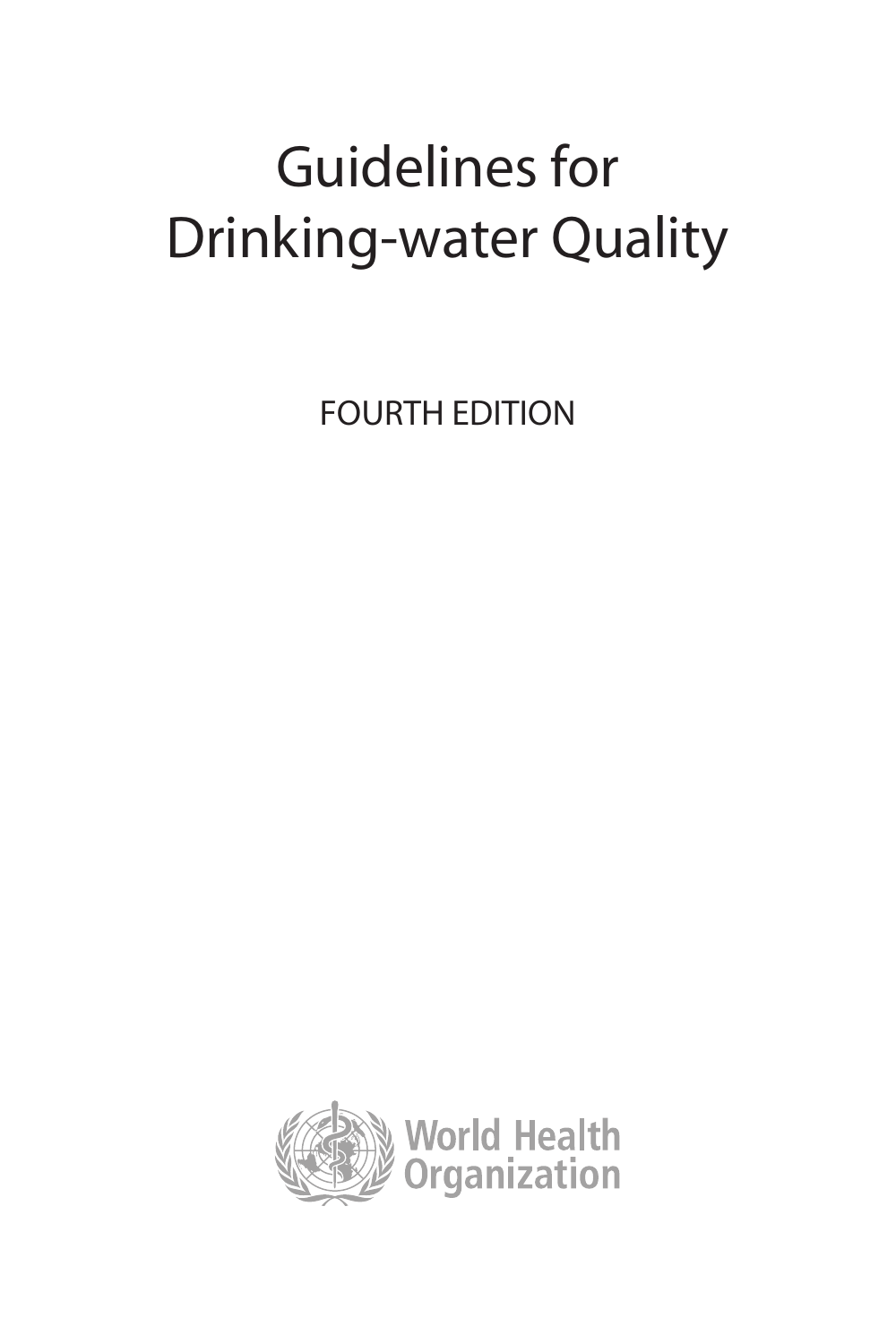# Guidelines for Drinking-water Quality

FOURTH EDITION

World Health Organization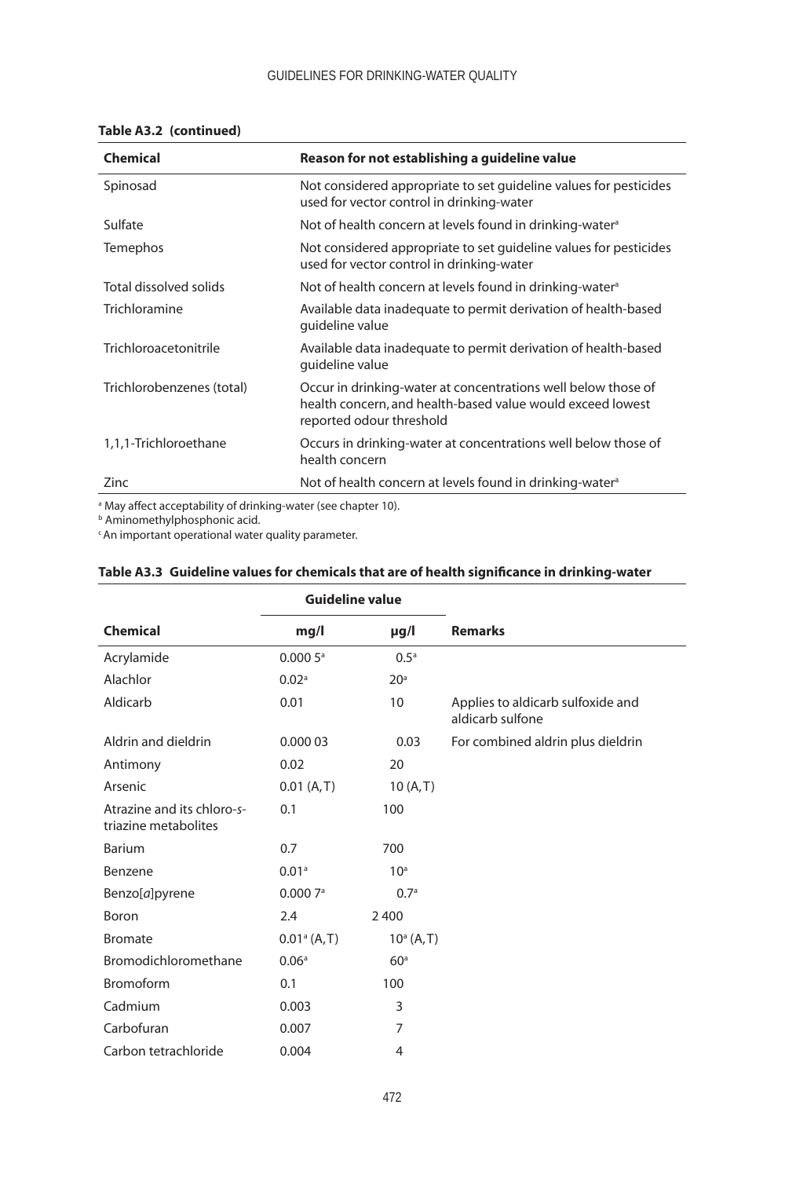**Table A3.2 (continued)**

| Chemical | Reason for not establishing a guideline value |
|---|---|
| Spinosad | Not considered appropriate to set guideline values for pesticides used for vector control in drinking-water |
| Sulfate | Not of health concern at levels found in drinking-water[a] |
| Temephos | Not considered appropriate to set guideline values for pesticides used for vector control in drinking-water |
| Total dissolved solids | Not of health concern at levels found in drinking-water[a] |
| Trichloramine | Available data inadequate to permit derivation of health-based guideline value |
| Trichloroacetonitrile | Available data inadequate to permit derivation of health-based guideline value |
| Trichlorobenzenes (total) | Occur in drinking-water at concentrations well below those of health concern, and health-based value would exceed lowest reported odour threshold |
| 1,1,1-Trichloroethane | Occurs in drinking-water at concentrations well below those of health concern |
| Zinc | Not of health concern at levels found in drinking-water[a] |

[a] May affect acceptability of drinking-water (see chapter 10).
[b] Aminomethylphosphonic acid.
[c] An important operational water quality parameter.

**Table A3.3 Guideline values for chemicals that are of health significance in drinking-water**

| | Guideline value | | |
|---|---|---|---|
| **Chemical** | **mg/l** | **μg/l** | **Remarks** |
| Acrylamide | 0.000 5[a] | 0.5[a] | |
| Alachlor | 0.02[a] | 20[a] | |
| Aldicarb | 0.01 | 10 | Applies to aldicarb sulfoxide and aldicarb sulfone |
| Aldrin and dieldrin | 0.000 03 | 0.03 | For combined aldrin plus dieldrin |
| Antimony | 0.02 | 20 | |
| Arsenic | 0.01 (A, T) | 10 (A, T) | |
| Atrazine and its chloro-*s*-triazine metabolites | 0.1 | 100 | |
| Barium | 0.7 | 700 | |
| Benzene | 0.01[a] | 10[a] | |
| Benzo[*a*]pyrene | 0.000 7[a] | 0.7[a] | |
| Boron | 2.4 | 2 400 | |
| Bromate | 0.01[a] (A, T) | 10[a] (A, T) | |
| Bromodichloromethane | 0.06[a] | 60[a] | |
| Bromoform | 0.1 | 100 | |
| Cadmium | 0.003 | 3 | |
| Carbofuran | 0.007 | 7 | |
| Carbon tetrachloride | 0.004 | 4 | |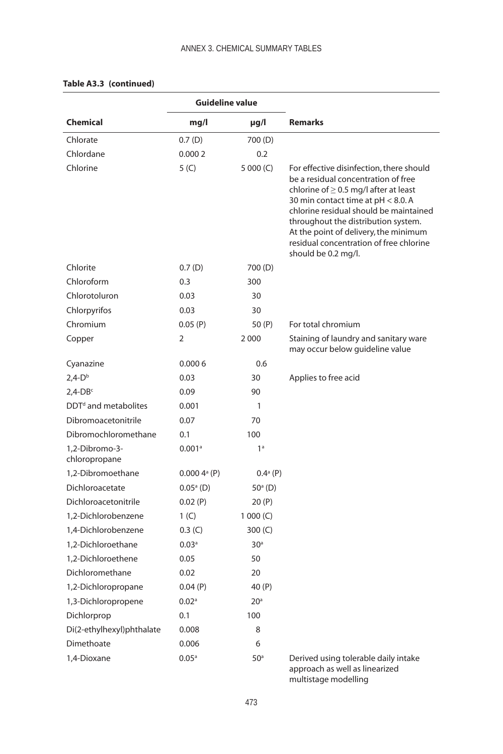**Table A3.3 (continued)**

| Chemical | Guideline value | | Remarks |
|---|---|---|---|
| | mg/l | μg/l | |
| Chlorate | 0.7 (D) | 700 (D) | |
| Chlordane | 0.000 2 | 0.2 | |
| Chlorine | 5 (C) | 5 000 (C) | For effective disinfection, there should be a residual concentration of free chlorine of ≥ 0.5 mg/l after at least 30 min contact time at pH < 8.0. A chlorine residual should be maintained throughout the distribution system. At the point of delivery, the minimum residual concentration of free chlorine should be 0.2 mg/l. |
| Chlorite | 0.7 (D) | 700 (D) | |
| Chloroform | 0.3 | 300 | |
| Chlorotoluron | 0.03 | 30 | |
| Chlorpyrifos | 0.03 | 30 | |
| Chromium | 0.05 (P) | 50 (P) | For total chromium |
| Copper | 2 | 2 000 | Staining of laundry and sanitary ware may occur below guideline value |
| Cyanazine | 0.000 6 | 0.6 | |
| 2,4-D[b] | 0.03 | 30 | Applies to free acid |
| 2,4-DB[c] | 0.09 | 90 | |
| DDT[d] and metabolites | 0.001 | 1 | |
| Dibromoacetonitrile | 0.07 | 70 | |
| Dibromochloromethane | 0.1 | 100 | |
| 1,2-Dibromo-3-chloropropane | 0.001[a] | 1[a] | |
| 1,2-Dibromoethane | 0.000 4[a] (P) | 0.4[a] (P) | |
| Dichloroacetate | 0.05[a] (D) | 50[a] (D) | |
| Dichloroacetonitrile | 0.02 (P) | 20 (P) | |
| 1,2-Dichlorobenzene | 1 (C) | 1 000 (C) | |
| 1,4-Dichlorobenzene | 0.3 (C) | 300 (C) | |
| 1,2-Dichloroethane | 0.03[a] | 30[a] | |
| 1,2-Dichloroethene | 0.05 | 50 | |
| Dichloromethane | 0.02 | 20 | |
| 1,2-Dichloropropane | 0.04 (P) | 40 (P) | |
| 1,3-Dichloropropene | 0.02[a] | 20[a] | |
| Dichlorprop | 0.1 | 100 | |
| Di(2-ethylhexyl)phthalate | 0.008 | 8 | |
| Dimethoate | 0.006 | 6 | |
| 1,4-Dioxane | 0.05[a] | 50[a] | Derived using tolerable daily intake approach as well as linearized multistage modelling |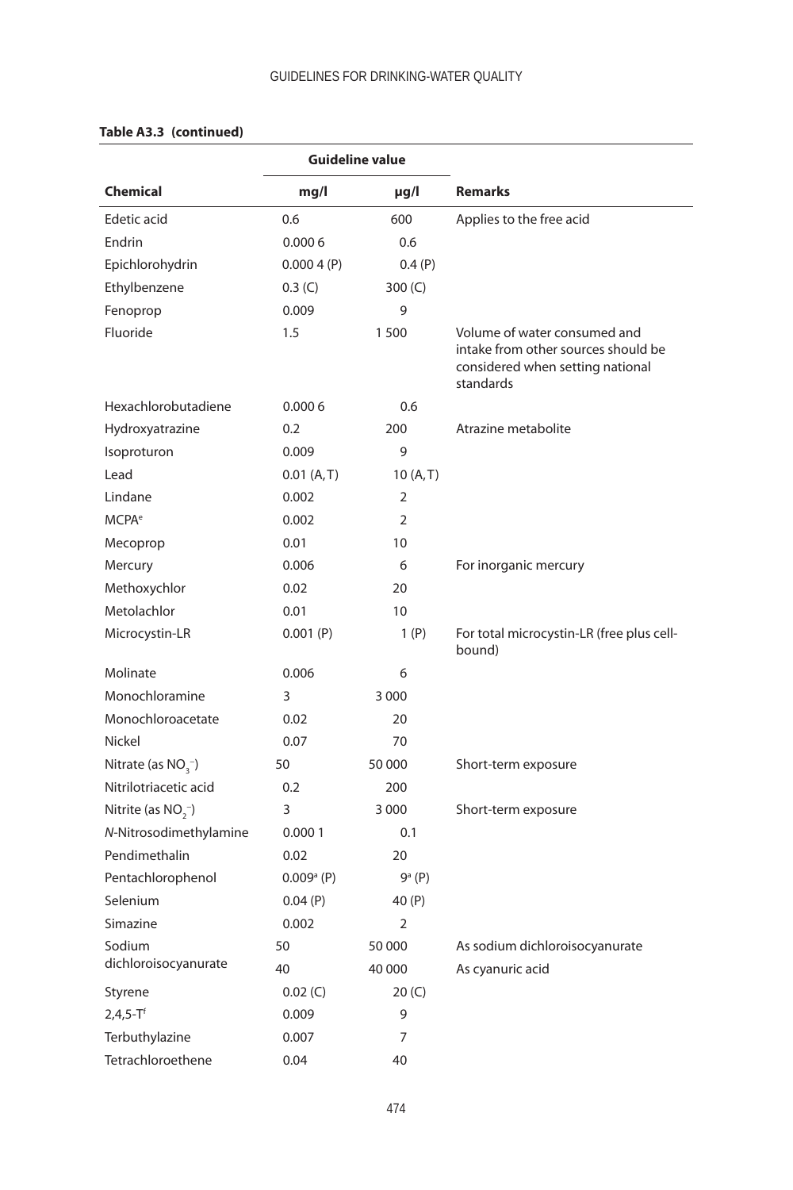**Table A3.3 (continued)**

| | Guideline value | | |
|---|---|---|---|
| **Chemical** | **mg/l** | **μg/l** | **Remarks** |
| Edetic acid | 0.6 | 600 | Applies to the free acid |
| Endrin | 0.000 6 | 0.6 | |
| Epichlorohydrin | 0.000 4 (P) | 0.4 (P) | |
| Ethylbenzene | 0.3 (C) | 300 (C) | |
| Fenoprop | 0.009 | 9 | |
| Fluoride | 1.5 | 1 500 | Volume of water consumed and intake from other sources should be considered when setting national standards |
| Hexachlorobutadiene | 0.000 6 | 0.6 | |
| Hydroxyatrazine | 0.2 | 200 | Atrazine metabolite |
| Isoproturon | 0.009 | 9 | |
| Lead | 0.01 (A, T) | 10 (A, T) | |
| Lindane | 0.002 | 2 | |
| MCPA[e] | 0.002 | 2 | |
| Mecoprop | 0.01 | 10 | |
| Mercury | 0.006 | 6 | For inorganic mercury |
| Methoxychlor | 0.02 | 20 | |
| Metolachlor | 0.01 | 10 | |
| Microcystin-LR | 0.001 (P) | 1 (P) | For total microcystin-LR (free plus cell-bound) |
| Molinate | 0.006 | 6 | |
| Monochloramine | 3 | 3 000 | |
| Monochloroacetate | 0.02 | 20 | |
| Nickel | 0.07 | 70 | |
| Nitrate (as $NO_3^-$) | 50 | 50 000 | Short-term exposure |
| Nitrilotriacetic acid | 0.2 | 200 | |
| Nitrite (as $NO_2^-$) | 3 | 3 000 | Short-term exposure |
| *N*-Nitrosodimethylamine | 0.000 1 | 0.1 | |
| Pendimethalin | 0.02 | 20 | |
| Pentachlorophenol | 0.009[a] (P) | 9[a] (P) | |
| Selenium | 0.04 (P) | 40 (P) | |
| Simazine | 0.002 | 2 | |
| Sodium dichloroisocyanurate | 50 | 50 000 | As sodium dichloroisocyanurate |
| | 40 | 40 000 | As cyanuric acid |
| Styrene | 0.02 (C) | 20 (C) | |
| 2,4,5-T[f] | 0.009 | 9 | |
| Terbuthylazine | 0.007 | 7 | |
| Tetrachloroethene | 0.04 | 40 | |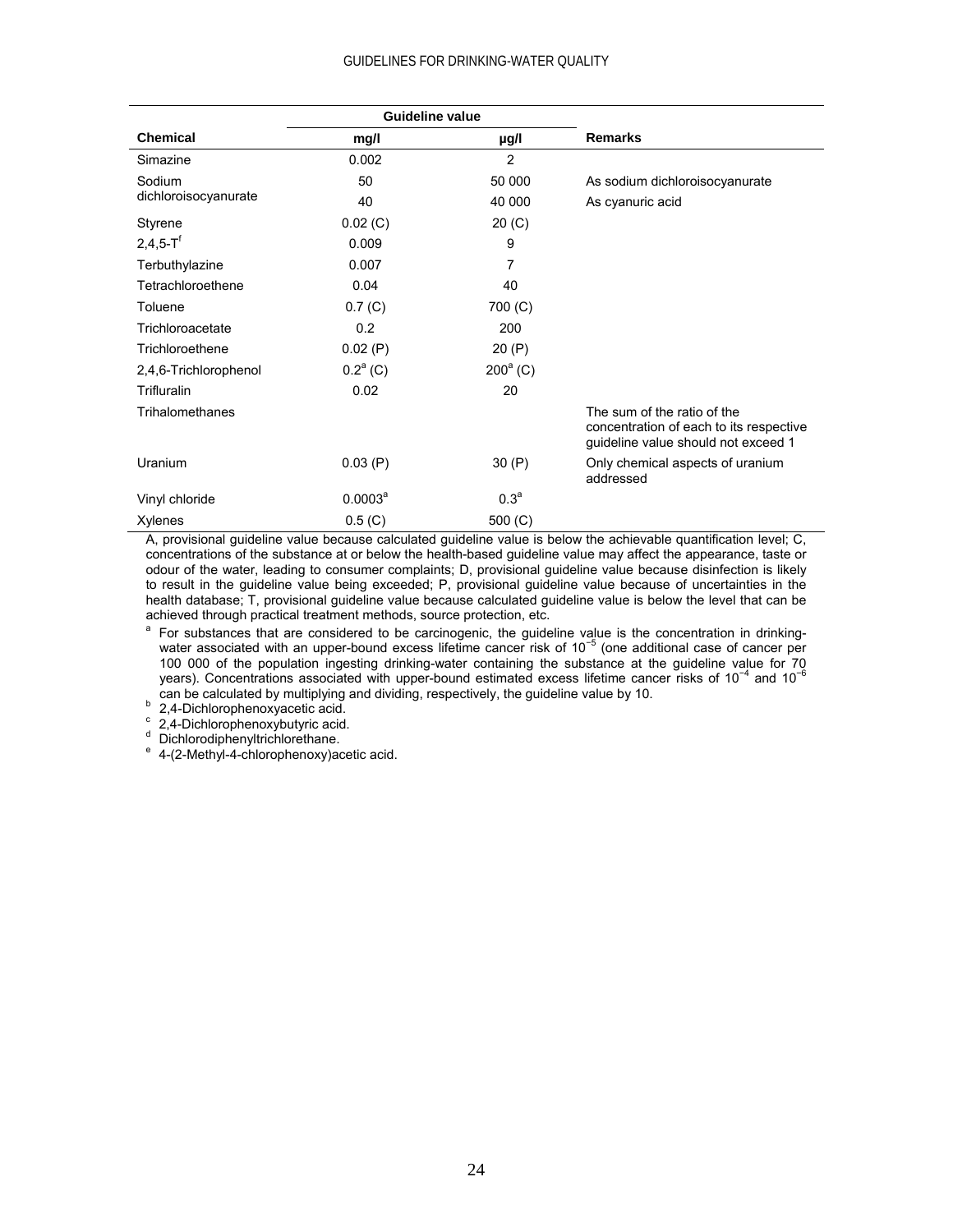| | Guideline value | | |
|---|---|---|---|
| **Chemical** | **mg/l** | **μg/l** | **Remarks** |
| Simazine | 0.002 | 2 | |
| Sodium dichloroisocyanurate | 50 | 50 000 | As sodium dichloroisocyanurate |
| | 40 | 40 000 | As cyanuric acid |
| Styrene | 0.02 (C) | 20 (C) | |
| 2,4,5-T[f] | 0.009 | 9 | |
| Terbuthylazine | 0.007 | 7 | |
| Tetrachloroethene | 0.04 | 40 | |
| Toluene | 0.7 (C) | 700 (C) | |
| Trichloroacetate | 0.2 | 200 | |
| Trichloroethene | 0.02 (P) | 20 (P) | |
| 2,4,6-Trichlorophenol | 0.2[a] (C) | 200[a] (C) | |
| Trifluralin | 0.02 | 20 | |
| Trihalomethanes | | | The sum of the ratio of the concentration of each to its respective guideline value should not exceed 1 |
| Uranium | 0.03 (P) | 30 (P) | Only chemical aspects of uranium addressed |
| Vinyl chloride | 0.0003[a] | 0.3[a] | |
| Xylenes | 0.5 (C) | 500 (C) | |

A, provisional guideline value because calculated guideline value is below the achievable quantification level; C, concentrations of the substance at or below the health-based guideline value may affect the appearance, taste or odour of the water, leading to consumer complaints; D, provisional guideline value because disinfection is likely to result in the guideline value being exceeded; P, provisional guideline value because of uncertainties in the health database; T, provisional guideline value because calculated guideline value is below the level that can be achieved through practical treatment methods, source protection, etc.

[a] For substances that are considered to be carcinogenic, the guideline value is the concentration in drinking-water associated with an upper-bound excess lifetime cancer risk of $10^{-5}$ (one additional case of cancer per 100 000 of the population ingesting drinking-water containing the substance at the guideline value for 70 years). Concentrations associated with upper-bound estimated excess lifetime cancer risks of $10^{-4}$ and $10^{-6}$ can be calculated by multiplying and dividing, respectively, the guideline value by 10.

[b] 2,4-Dichlorophenoxyacetic acid.

[c] 2,4-Dichlorophenoxybutyric acid.

[d] Dichlorodiphenyltrichlorethane.

[e] 4-(2-Methyl-4-chlorophenoxy)acetic acid.